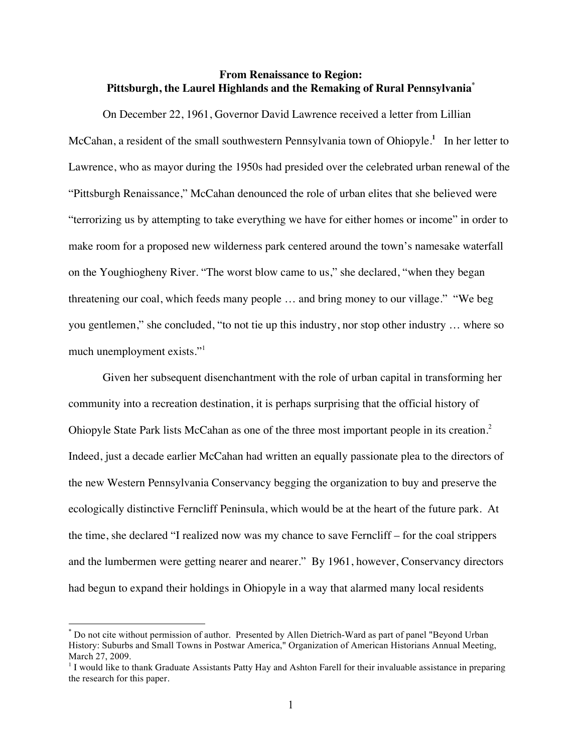# From Renaissance to Region:
## Pittsburgh, the Laurel Highlands and the Remaking of Rural Pennsylvania[*]

On December 22, 1961, Governor David Lawrence received a letter from Lillian McCahan, a resident of the small southwestern Pennsylvania town of Ohiopyle.[1] In her letter to Lawrence, who as mayor during the 1950s had presided over the celebrated urban renewal of the "Pittsburgh Renaissance," McCahan denounced the role of urban elites that she believed were "terrorizing us by attempting to take everything we have for either homes or income" in order to make room for a proposed new wilderness park centered around the town's namesake waterfall on the Youghiogheny River. "The worst blow came to us," she declared, "when they began threatening our coal, which feeds many people … and bring money to our village." "We beg you gentlemen," she concluded, "to not tie up this industry, nor stop other industry … where so much unemployment exists."[1]

Given her subsequent disenchantment with the role of urban capital in transforming her community into a recreation destination, it is perhaps surprising that the official history of Ohiopyle State Park lists McCahan as one of the three most important people in its creation.[2] Indeed, just a decade earlier McCahan had written an equally passionate plea to the directors of the new Western Pennsylvania Conservancy begging the organization to buy and preserve the ecologically distinctive Ferncliff Peninsula, which would be at the heart of the future park. At the time, she declared "I realized now was my chance to save Ferncliff – for the coal strippers and the lumbermen were getting nearer and nearer." By 1961, however, Conservancy directors had begun to expand their holdings in Ohiopyle in a way that alarmed many local residents

---

[*] Do not cite without permission of author. Presented by Allen Dietrich-Ward as part of panel "Beyond Urban History: Suburbs and Small Towns in Postwar America," Organization of American Historians Annual Meeting, March 27, 2009.

[1] I would like to thank Graduate Assistants Patty Hay and Ashton Farell for their invaluable assistance in preparing the research for this paper.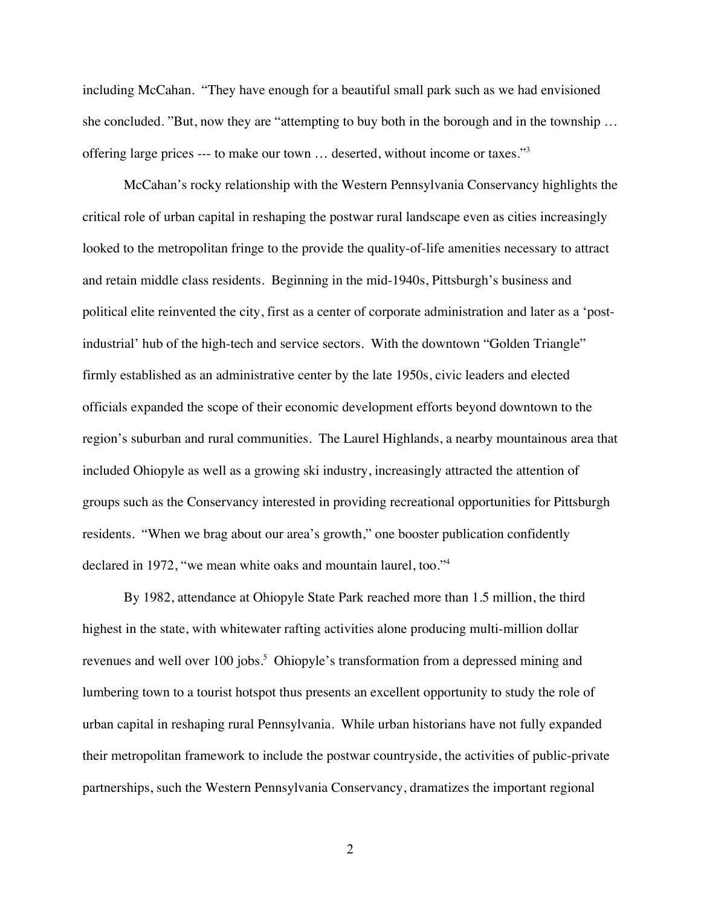including McCahan. "They have enough for a beautiful small park such as we had envisioned she concluded. "But, now they are "attempting to buy both in the borough and in the township … offering large prices --- to make our town … deserted, without income or taxes."[3]

McCahan's rocky relationship with the Western Pennsylvania Conservancy highlights the critical role of urban capital in reshaping the postwar rural landscape even as cities increasingly looked to the metropolitan fringe to the provide the quality-of-life amenities necessary to attract and retain middle class residents. Beginning in the mid-1940s, Pittsburgh's business and political elite reinvented the city, first as a center of corporate administration and later as a 'post-industrial' hub of the high-tech and service sectors. With the downtown "Golden Triangle" firmly established as an administrative center by the late 1950s, civic leaders and elected officials expanded the scope of their economic development efforts beyond downtown to the region's suburban and rural communities. The Laurel Highlands, a nearby mountainous area that included Ohiopyle as well as a growing ski industry, increasingly attracted the attention of groups such as the Conservancy interested in providing recreational opportunities for Pittsburgh residents. "When we brag about our area's growth," one booster publication confidently declared in 1972, "we mean white oaks and mountain laurel, too."[4]

By 1982, attendance at Ohiopyle State Park reached more than 1.5 million, the third highest in the state, with whitewater rafting activities alone producing multi-million dollar revenues and well over 100 jobs.[5] Ohiopyle's transformation from a depressed mining and lumbering town to a tourist hotspot thus presents an excellent opportunity to study the role of urban capital in reshaping rural Pennsylvania. While urban historians have not fully expanded their metropolitan framework to include the postwar countryside, the activities of public-private partnerships, such the Western Pennsylvania Conservancy, dramatizes the important regional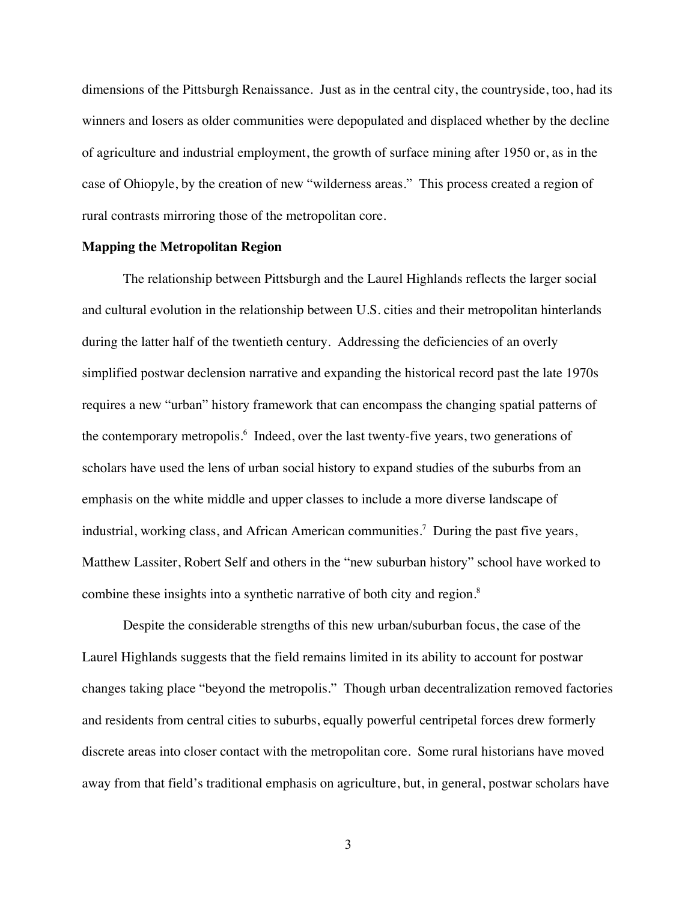dimensions of the Pittsburgh Renaissance. Just as in the central city, the countryside, too, had its winners and losers as older communities were depopulated and displaced whether by the decline of agriculture and industrial employment, the growth of surface mining after 1950 or, as in the case of Ohiopyle, by the creation of new "wilderness areas." This process created a region of rural contrasts mirroring those of the metropolitan core.

**Mapping the Metropolitan Region**

The relationship between Pittsburgh and the Laurel Highlands reflects the larger social and cultural evolution in the relationship between U.S. cities and their metropolitan hinterlands during the latter half of the twentieth century. Addressing the deficiencies of an overly simplified postwar declension narrative and expanding the historical record past the late 1970s requires a new "urban" history framework that can encompass the changing spatial patterns of the contemporary metropolis.[6] Indeed, over the last twenty-five years, two generations of scholars have used the lens of urban social history to expand studies of the suburbs from an emphasis on the white middle and upper classes to include a more diverse landscape of industrial, working class, and African American communities.[7] During the past five years, Matthew Lassiter, Robert Self and others in the "new suburban history" school have worked to combine these insights into a synthetic narrative of both city and region.[8]

Despite the considerable strengths of this new urban/suburban focus, the case of the Laurel Highlands suggests that the field remains limited in its ability to account for postwar changes taking place "beyond the metropolis." Though urban decentralization removed factories and residents from central cities to suburbs, equally powerful centripetal forces drew formerly discrete areas into closer contact with the metropolitan core. Some rural historians have moved away from that field's traditional emphasis on agriculture, but, in general, postwar scholars have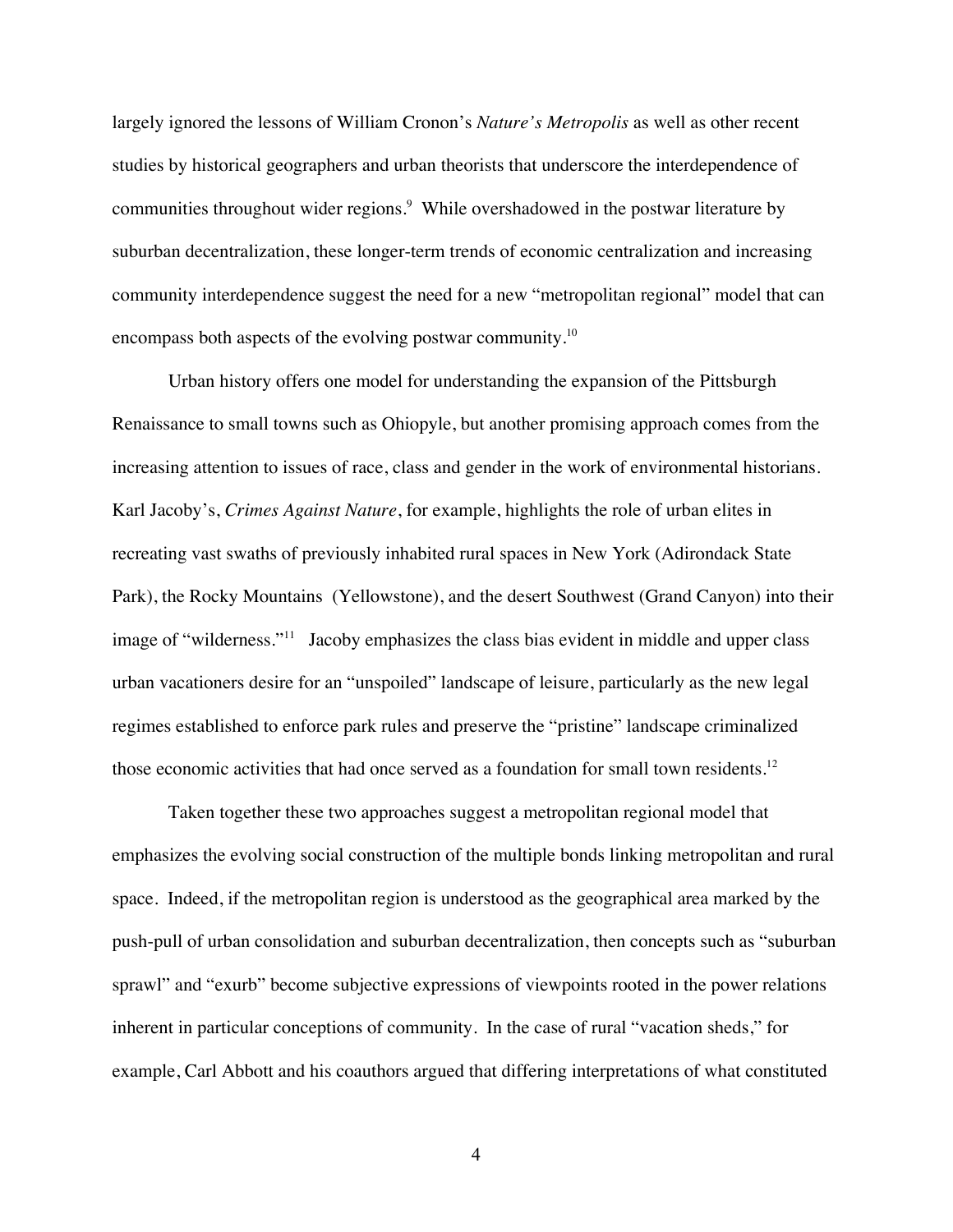largely ignored the lessons of William Cronon's *Nature's Metropolis* as well as other recent studies by historical geographers and urban theorists that underscore the interdependence of communities throughout wider regions.[9] While overshadowed in the postwar literature by suburban decentralization, these longer-term trends of economic centralization and increasing community interdependence suggest the need for a new "metropolitan regional" model that can encompass both aspects of the evolving postwar community.[10]

Urban history offers one model for understanding the expansion of the Pittsburgh Renaissance to small towns such as Ohiopyle, but another promising approach comes from the increasing attention to issues of race, class and gender in the work of environmental historians. Karl Jacoby's, *Crimes Against Nature*, for example, highlights the role of urban elites in recreating vast swaths of previously inhabited rural spaces in New York (Adirondack State Park), the Rocky Mountains (Yellowstone), and the desert Southwest (Grand Canyon) into their image of "wilderness."[11] Jacoby emphasizes the class bias evident in middle and upper class urban vacationers desire for an "unspoiled" landscape of leisure, particularly as the new legal regimes established to enforce park rules and preserve the "pristine" landscape criminalized those economic activities that had once served as a foundation for small town residents.[12]

Taken together these two approaches suggest a metropolitan regional model that emphasizes the evolving social construction of the multiple bonds linking metropolitan and rural space. Indeed, if the metropolitan region is understood as the geographical area marked by the push-pull of urban consolidation and suburban decentralization, then concepts such as "suburban sprawl" and "exurb" become subjective expressions of viewpoints rooted in the power relations inherent in particular conceptions of community. In the case of rural "vacation sheds," for example, Carl Abbott and his coauthors argued that differing interpretations of what constituted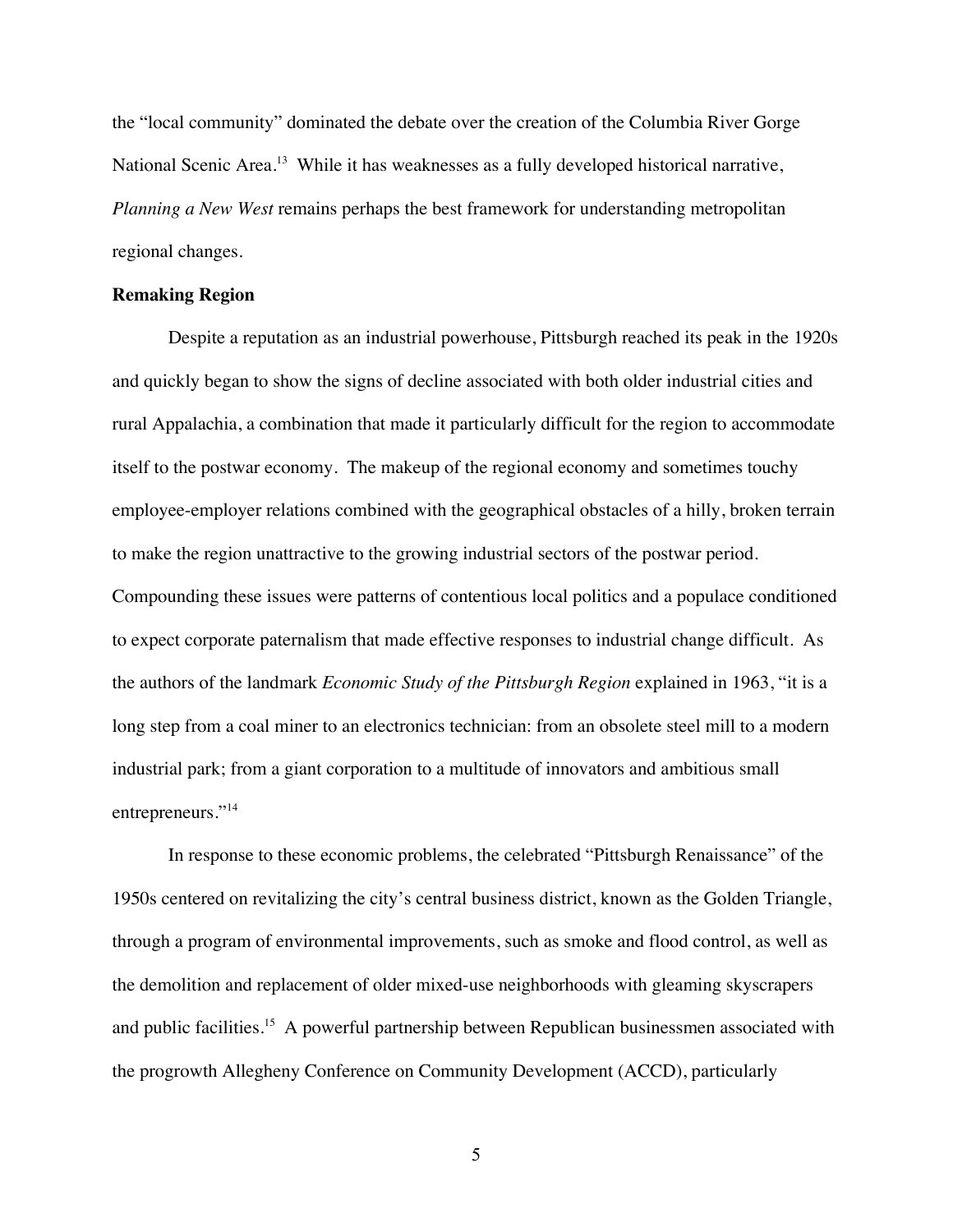the "local community" dominated the debate over the creation of the Columbia River Gorge National Scenic Area.[13] While it has weaknesses as a fully developed historical narrative, *Planning a New West* remains perhaps the best framework for understanding metropolitan regional changes.

**Remaking Region**

Despite a reputation as an industrial powerhouse, Pittsburgh reached its peak in the 1920s and quickly began to show the signs of decline associated with both older industrial cities and rural Appalachia, a combination that made it particularly difficult for the region to accommodate itself to the postwar economy. The makeup of the regional economy and sometimes touchy employee-employer relations combined with the geographical obstacles of a hilly, broken terrain to make the region unattractive to the growing industrial sectors of the postwar period. Compounding these issues were patterns of contentious local politics and a populace conditioned to expect corporate paternalism that made effective responses to industrial change difficult. As the authors of the landmark *Economic Study of the Pittsburgh Region* explained in 1963, "it is a long step from a coal miner to an electronics technician: from an obsolete steel mill to a modern industrial park; from a giant corporation to a multitude of innovators and ambitious small entrepreneurs."[14]

In response to these economic problems, the celebrated "Pittsburgh Renaissance" of the 1950s centered on revitalizing the city's central business district, known as the Golden Triangle, through a program of environmental improvements, such as smoke and flood control, as well as the demolition and replacement of older mixed-use neighborhoods with gleaming skyscrapers and public facilities.[15] A powerful partnership between Republican businessmen associated with the progrowth Allegheny Conference on Community Development (ACCD), particularly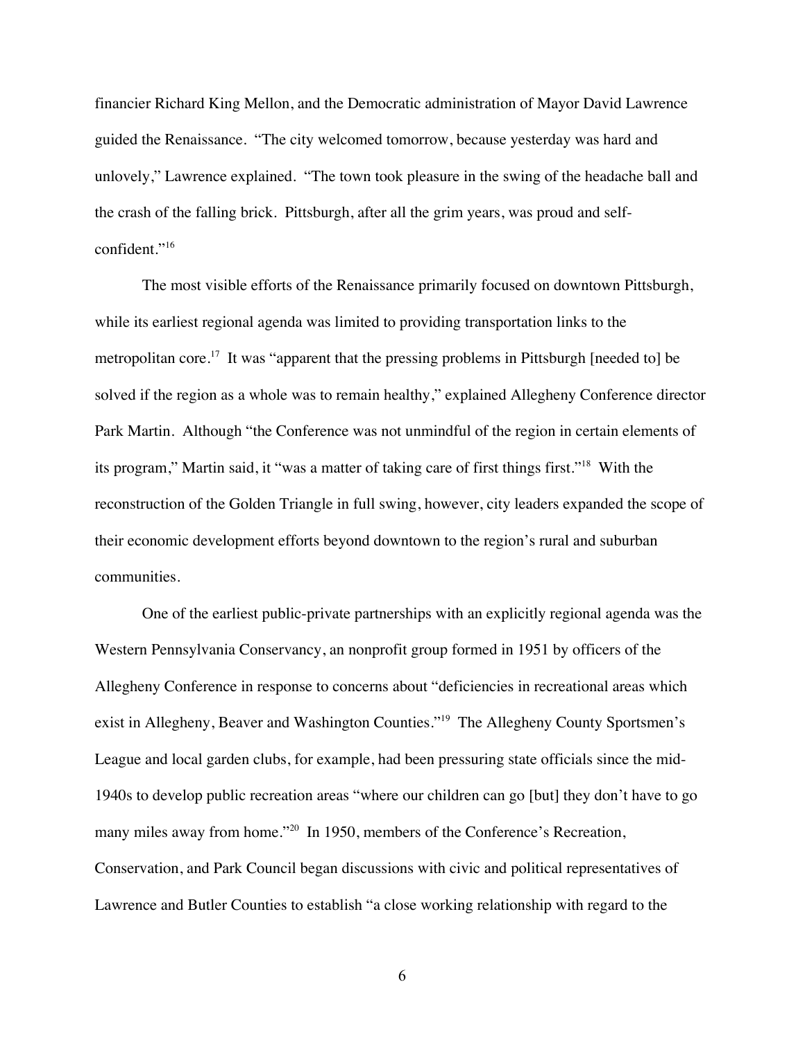financier Richard King Mellon, and the Democratic administration of Mayor David Lawrence guided the Renaissance. "The city welcomed tomorrow, because yesterday was hard and unlovely," Lawrence explained. "The town took pleasure in the swing of the headache ball and the crash of the falling brick. Pittsburgh, after all the grim years, was proud and self-confident."[16]

The most visible efforts of the Renaissance primarily focused on downtown Pittsburgh, while its earliest regional agenda was limited to providing transportation links to the metropolitan core.[17] It was "apparent that the pressing problems in Pittsburgh [needed to] be solved if the region as a whole was to remain healthy," explained Allegheny Conference director Park Martin. Although "the Conference was not unmindful of the region in certain elements of its program," Martin said, it "was a matter of taking care of first things first."[18] With the reconstruction of the Golden Triangle in full swing, however, city leaders expanded the scope of their economic development efforts beyond downtown to the region's rural and suburban communities.

One of the earliest public-private partnerships with an explicitly regional agenda was the Western Pennsylvania Conservancy, an nonprofit group formed in 1951 by officers of the Allegheny Conference in response to concerns about "deficiencies in recreational areas which exist in Allegheny, Beaver and Washington Counties."[19] The Allegheny County Sportsmen's League and local garden clubs, for example, had been pressuring state officials since the mid-1940s to develop public recreation areas "where our children can go [but] they don't have to go many miles away from home."[20] In 1950, members of the Conference's Recreation, Conservation, and Park Council began discussions with civic and political representatives of Lawrence and Butler Counties to establish "a close working relationship with regard to the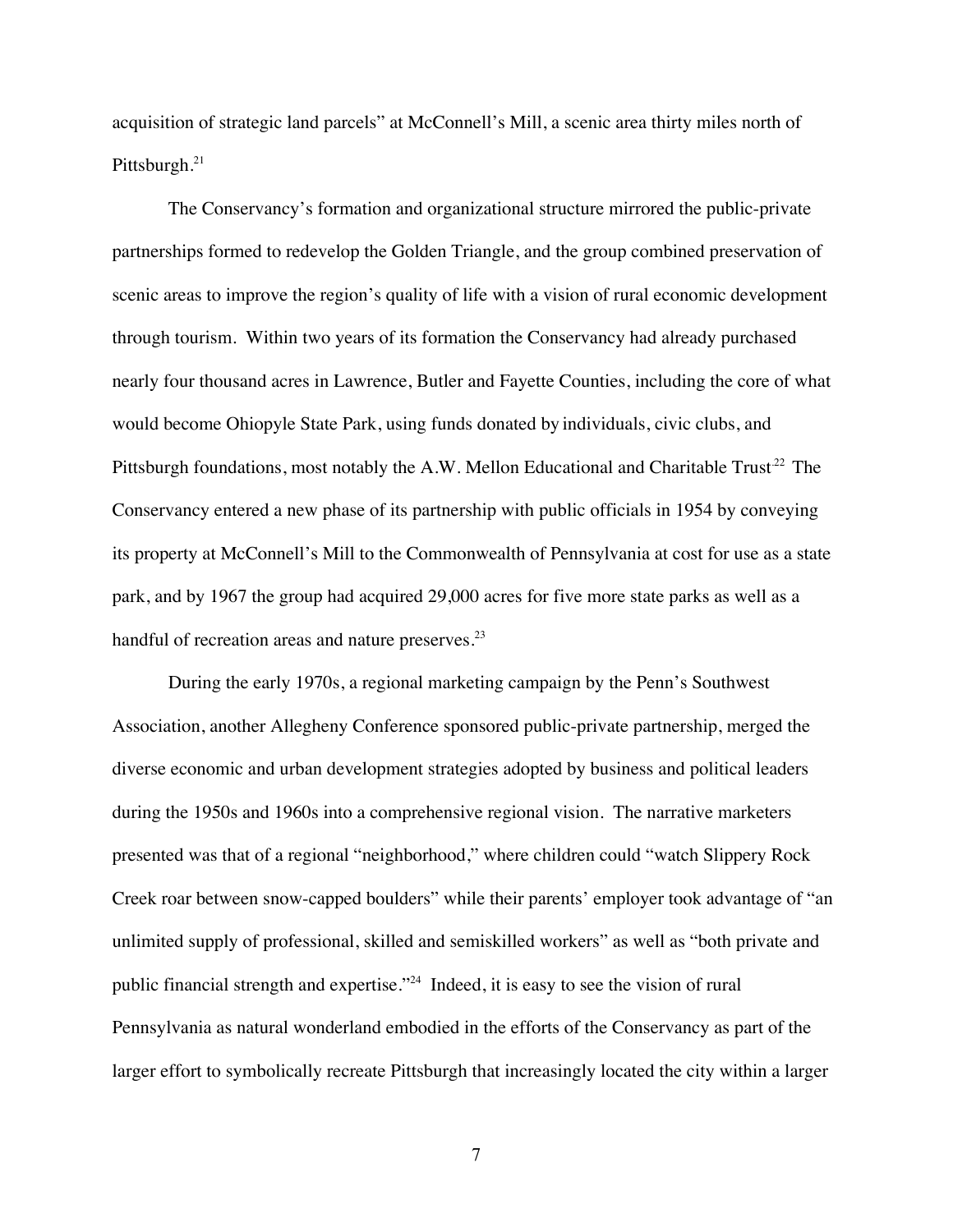acquisition of strategic land parcels" at McConnell's Mill, a scenic area thirty miles north of Pittsburgh.[21]

The Conservancy's formation and organizational structure mirrored the public-private partnerships formed to redevelop the Golden Triangle, and the group combined preservation of scenic areas to improve the region's quality of life with a vision of rural economic development through tourism. Within two years of its formation the Conservancy had already purchased nearly four thousand acres in Lawrence, Butler and Fayette Counties, including the core of what would become Ohiopyle State Park, using funds donated by individuals, civic clubs, and Pittsburgh foundations, most notably the A.W. Mellon Educational and Charitable Trust[22] The Conservancy entered a new phase of its partnership with public officials in 1954 by conveying its property at McConnell's Mill to the Commonwealth of Pennsylvania at cost for use as a state park, and by 1967 the group had acquired 29,000 acres for five more state parks as well as a handful of recreation areas and nature preserves.[23]

During the early 1970s, a regional marketing campaign by the Penn's Southwest Association, another Allegheny Conference sponsored public-private partnership, merged the diverse economic and urban development strategies adopted by business and political leaders during the 1950s and 1960s into a comprehensive regional vision. The narrative marketers presented was that of a regional "neighborhood," where children could "watch Slippery Rock Creek roar between snow-capped boulders" while their parents' employer took advantage of "an unlimited supply of professional, skilled and semiskilled workers" as well as "both private and public financial strength and expertise."[24] Indeed, it is easy to see the vision of rural Pennsylvania as natural wonderland embodied in the efforts of the Conservancy as part of the larger effort to symbolically recreate Pittsburgh that increasingly located the city within a larger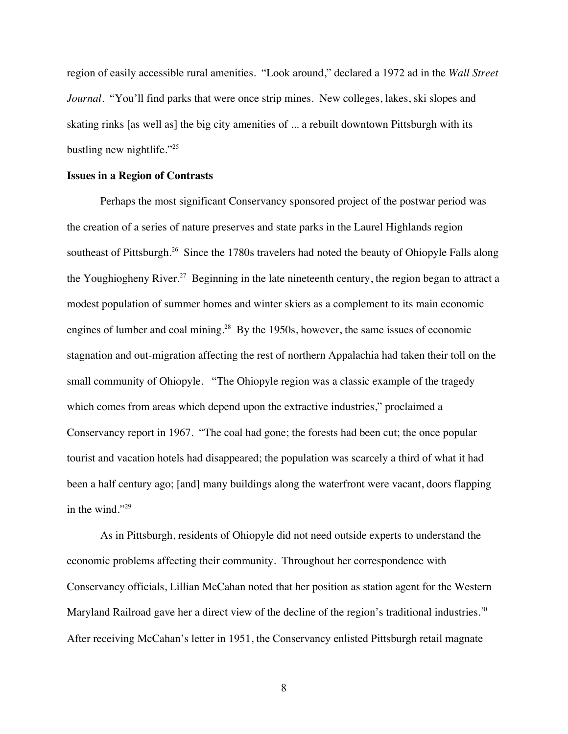region of easily accessible rural amenities. "Look around," declared a 1972 ad in the *Wall Street Journal*. "You'll find parks that were once strip mines. New colleges, lakes, ski slopes and skating rinks [as well as] the big city amenities of ... a rebuilt downtown Pittsburgh with its bustling new nightlife."[25]

**Issues in a Region of Contrasts**

Perhaps the most significant Conservancy sponsored project of the postwar period was the creation of a series of nature preserves and state parks in the Laurel Highlands region southeast of Pittsburgh.[26] Since the 1780s travelers had noted the beauty of Ohiopyle Falls along the Youghiogheny River.[27] Beginning in the late nineteenth century, the region began to attract a modest population of summer homes and winter skiers as a complement to its main economic engines of lumber and coal mining.[28] By the 1950s, however, the same issues of economic stagnation and out-migration affecting the rest of northern Appalachia had taken their toll on the small community of Ohiopyle. "The Ohiopyle region was a classic example of the tragedy which comes from areas which depend upon the extractive industries," proclaimed a Conservancy report in 1967. "The coal had gone; the forests had been cut; the once popular tourist and vacation hotels had disappeared; the population was scarcely a third of what it had been a half century ago; [and] many buildings along the waterfront were vacant, doors flapping in the wind."[29]

As in Pittsburgh, residents of Ohiopyle did not need outside experts to understand the economic problems affecting their community. Throughout her correspondence with Conservancy officials, Lillian McCahan noted that her position as station agent for the Western Maryland Railroad gave her a direct view of the decline of the region's traditional industries.[30] After receiving McCahan's letter in 1951, the Conservancy enlisted Pittsburgh retail magnate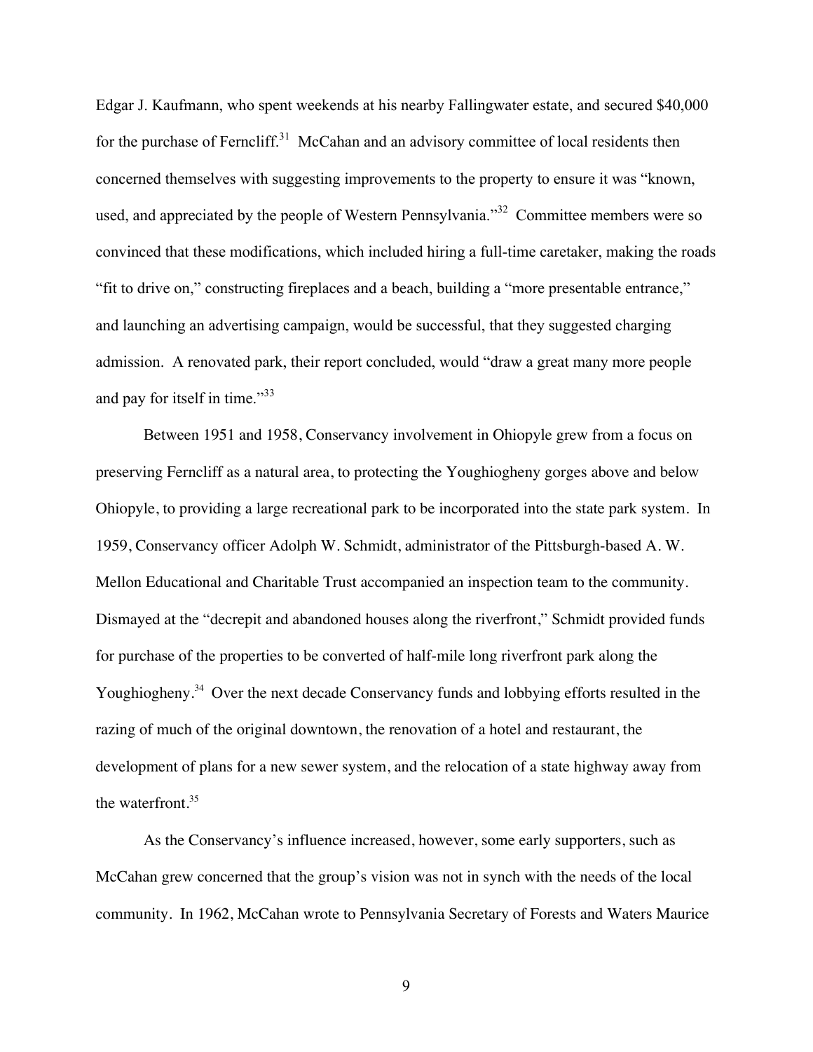Edgar J. Kaufmann, who spent weekends at his nearby Fallingwater estate, and secured $40,000 for the purchase of Ferncliff.[31] McCahan and an advisory committee of local residents then concerned themselves with suggesting improvements to the property to ensure it was "known, used, and appreciated by the people of Western Pennsylvania."[32] Committee members were so convinced that these modifications, which included hiring a full-time caretaker, making the roads "fit to drive on," constructing fireplaces and a beach, building a "more presentable entrance," and launching an advertising campaign, would be successful, that they suggested charging admission. A renovated park, their report concluded, would "draw a great many more people and pay for itself in time."[33]

Between 1951 and 1958, Conservancy involvement in Ohiopyle grew from a focus on preserving Ferncliff as a natural area, to protecting the Youghiogheny gorges above and below Ohiopyle, to providing a large recreational park to be incorporated into the state park system. In 1959, Conservancy officer Adolph W. Schmidt, administrator of the Pittsburgh-based A. W. Mellon Educational and Charitable Trust accompanied an inspection team to the community. Dismayed at the "decrepit and abandoned houses along the riverfront," Schmidt provided funds for purchase of the properties to be converted of half-mile long riverfront park along the Youghiogheny.[34] Over the next decade Conservancy funds and lobbying efforts resulted in the razing of much of the original downtown, the renovation of a hotel and restaurant, the development of plans for a new sewer system, and the relocation of a state highway away from the waterfront.[35]

As the Conservancy's influence increased, however, some early supporters, such as McCahan grew concerned that the group's vision was not in synch with the needs of the local community. In 1962, McCahan wrote to Pennsylvania Secretary of Forests and Waters Maurice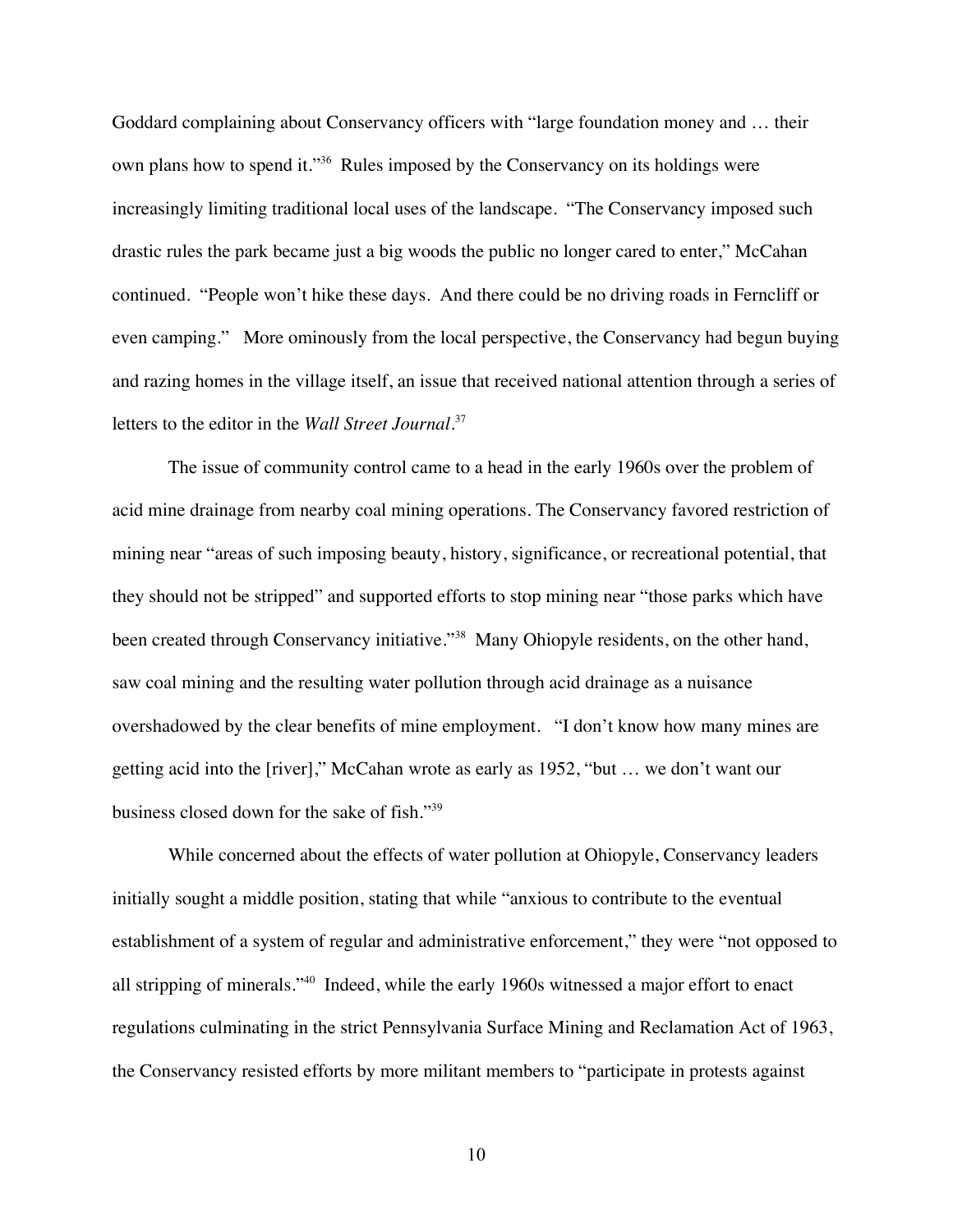Goddard complaining about Conservancy officers with "large foundation money and … their own plans how to spend it."[36] Rules imposed by the Conservancy on its holdings were increasingly limiting traditional local uses of the landscape. "The Conservancy imposed such drastic rules the park became just a big woods the public no longer cared to enter," McCahan continued. "People won't hike these days. And there could be no driving roads in Ferncliff or even camping." More ominously from the local perspective, the Conservancy had begun buying and razing homes in the village itself, an issue that received national attention through a series of letters to the editor in the *Wall Street Journal*.[37]

The issue of community control came to a head in the early 1960s over the problem of acid mine drainage from nearby coal mining operations. The Conservancy favored restriction of mining near "areas of such imposing beauty, history, significance, or recreational potential, that they should not be stripped" and supported efforts to stop mining near "those parks which have been created through Conservancy initiative."[38] Many Ohiopyle residents, on the other hand, saw coal mining and the resulting water pollution through acid drainage as a nuisance overshadowed by the clear benefits of mine employment. "I don't know how many mines are getting acid into the [river]," McCahan wrote as early as 1952, "but … we don't want our business closed down for the sake of fish."[39]

While concerned about the effects of water pollution at Ohiopyle, Conservancy leaders initially sought a middle position, stating that while "anxious to contribute to the eventual establishment of a system of regular and administrative enforcement," they were "not opposed to all stripping of minerals."[40] Indeed, while the early 1960s witnessed a major effort to enact regulations culminating in the strict Pennsylvania Surface Mining and Reclamation Act of 1963, the Conservancy resisted efforts by more militant members to "participate in protests against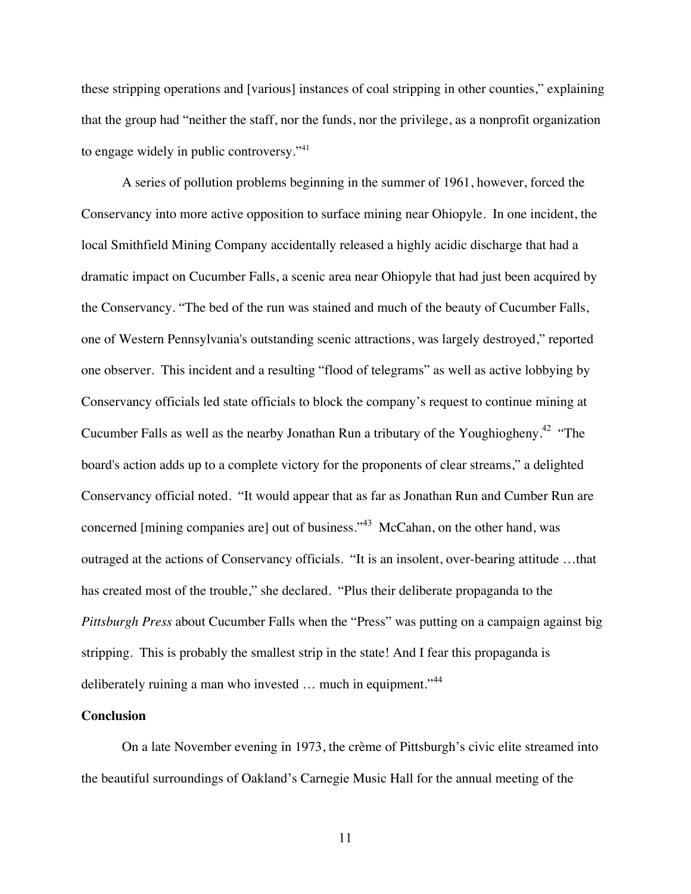these stripping operations and [various] instances of coal stripping in other counties," explaining that the group had "neither the staff, nor the funds, nor the privilege, as a nonprofit organization to engage widely in public controversy."[41]

A series of pollution problems beginning in the summer of 1961, however, forced the Conservancy into more active opposition to surface mining near Ohiopyle. In one incident, the local Smithfield Mining Company accidentally released a highly acidic discharge that had a dramatic impact on Cucumber Falls, a scenic area near Ohiopyle that had just been acquired by the Conservancy. "The bed of the run was stained and much of the beauty of Cucumber Falls, one of Western Pennsylvania's outstanding scenic attractions, was largely destroyed," reported one observer. This incident and a resulting "flood of telegrams" as well as active lobbying by Conservancy officials led state officials to block the company's request to continue mining at Cucumber Falls as well as the nearby Jonathan Run a tributary of the Youghiogheny.[42] "The board's action adds up to a complete victory for the proponents of clear streams," a delighted Conservancy official noted. "It would appear that as far as Jonathan Run and Cumber Run are concerned [mining companies are] out of business."[43] McCahan, on the other hand, was outraged at the actions of Conservancy officials. "It is an insolent, over-bearing attitude …that has created most of the trouble," she declared. "Plus their deliberate propaganda to the *Pittsburgh Press* about Cucumber Falls when the "Press" was putting on a campaign against big stripping. This is probably the smallest strip in the state! And I fear this propaganda is deliberately ruining a man who invested … much in equipment."[44]

**Conclusion**

On a late November evening in 1973, the crème of Pittsburgh's civic elite streamed into the beautiful surroundings of Oakland's Carnegie Music Hall for the annual meeting of the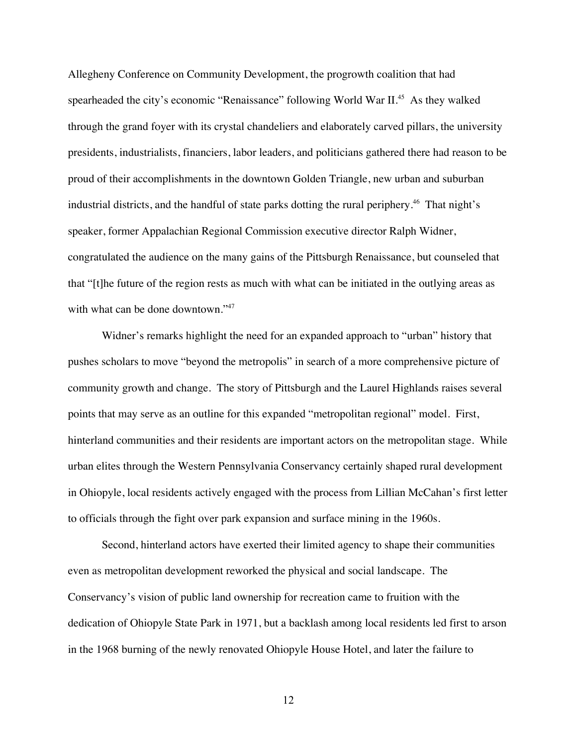Allegheny Conference on Community Development, the progrowth coalition that had spearheaded the city's economic "Renaissance" following World War II.[45] As they walked through the grand foyer with its crystal chandeliers and elaborately carved pillars, the university presidents, industrialists, financiers, labor leaders, and politicians gathered there had reason to be proud of their accomplishments in the downtown Golden Triangle, new urban and suburban industrial districts, and the handful of state parks dotting the rural periphery.[46] That night's speaker, former Appalachian Regional Commission executive director Ralph Widner, congratulated the audience on the many gains of the Pittsburgh Renaissance, but counseled that that "[t]he future of the region rests as much with what can be initiated in the outlying areas as with what can be done downtown."[47]

Widner's remarks highlight the need for an expanded approach to "urban" history that pushes scholars to move "beyond the metropolis" in search of a more comprehensive picture of community growth and change. The story of Pittsburgh and the Laurel Highlands raises several points that may serve as an outline for this expanded "metropolitan regional" model. First, hinterland communities and their residents are important actors on the metropolitan stage. While urban elites through the Western Pennsylvania Conservancy certainly shaped rural development in Ohiopyle, local residents actively engaged with the process from Lillian McCahan's first letter to officials through the fight over park expansion and surface mining in the 1960s.

Second, hinterland actors have exerted their limited agency to shape their communities even as metropolitan development reworked the physical and social landscape. The Conservancy's vision of public land ownership for recreation came to fruition with the dedication of Ohiopyle State Park in 1971, but a backlash among local residents led first to arson in the 1968 burning of the newly renovated Ohiopyle House Hotel, and later the failure to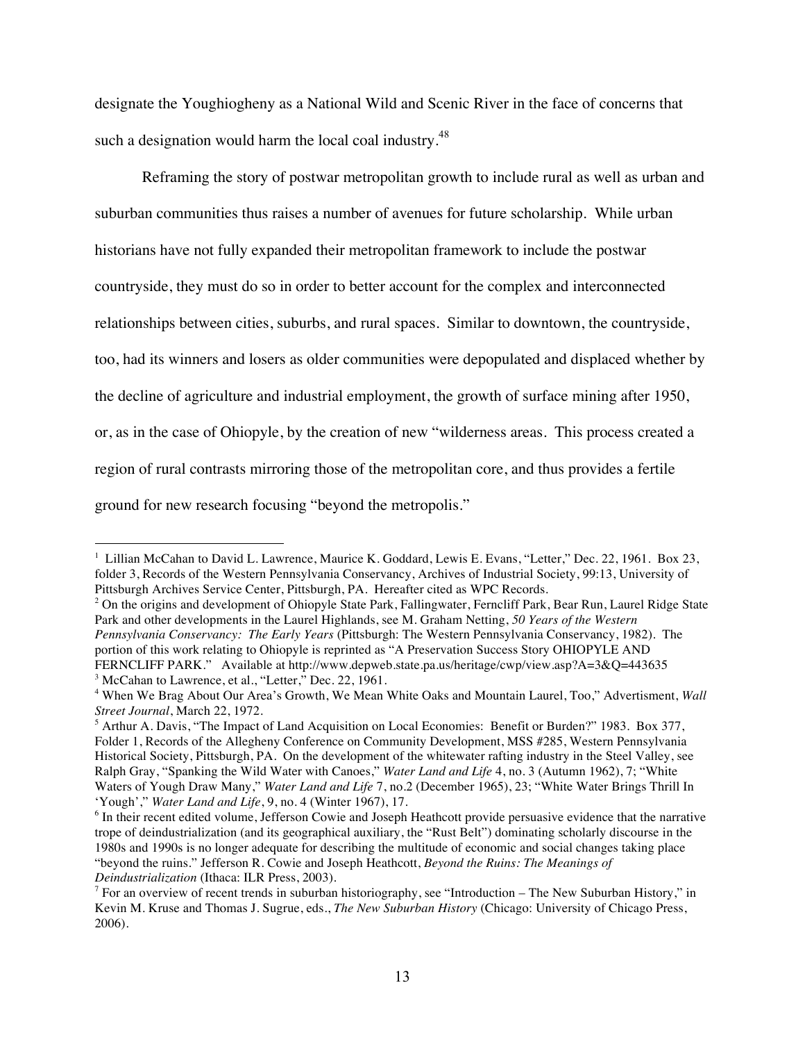designate the Youghiogheny as a National Wild and Scenic River in the face of concerns that such a designation would harm the local coal industry.[48]

Reframing the story of postwar metropolitan growth to include rural as well as urban and suburban communities thus raises a number of avenues for future scholarship. While urban historians have not fully expanded their metropolitan framework to include the postwar countryside, they must do so in order to better account for the complex and interconnected relationships between cities, suburbs, and rural spaces. Similar to downtown, the countryside, too, had its winners and losers as older communities were depopulated and displaced whether by the decline of agriculture and industrial employment, the growth of surface mining after 1950, or, as in the case of Ohiopyle, by the creation of new "wilderness areas. This process created a region of rural contrasts mirroring those of the metropolitan core, and thus provides a fertile ground for new research focusing "beyond the metropolis."

---

[1] Lillian McCahan to David L. Lawrence, Maurice K. Goddard, Lewis E. Evans, "Letter," Dec. 22, 1961. Box 23, folder 3, Records of the Western Pennsylvania Conservancy, Archives of Industrial Society, 99:13, University of Pittsburgh Archives Service Center, Pittsburgh, PA. Hereafter cited as WPC Records.

[2] On the origins and development of Ohiopyle State Park, Fallingwater, Ferncliff Park, Bear Run, Laurel Ridge State Park and other developments in the Laurel Highlands, see M. Graham Netting, *50 Years of the Western Pennsylvania Conservancy: The Early Years* (Pittsburgh: The Western Pennsylvania Conservancy, 1982). The portion of this work relating to Ohiopyle is reprinted as "A Preservation Success Story OHIOPYLE AND FERNCLIFF PARK." Available at http://www.depweb.state.pa.us/heritage/cwp/view.asp?A=3&Q=443635

[3] McCahan to Lawrence, et al., "Letter," Dec. 22, 1961.

[4] When We Brag About Our Area's Growth, We Mean White Oaks and Mountain Laurel, Too," Advertisment, *Wall Street Journal*, March 22, 1972.

[5] Arthur A. Davis, "The Impact of Land Acquisition on Local Economies: Benefit or Burden?" 1983. Box 377, Folder 1, Records of the Allegheny Conference on Community Development, MSS #285, Western Pennsylvania Historical Society, Pittsburgh, PA. On the development of the whitewater rafting industry in the Steel Valley, see Ralph Gray, "Spanking the Wild Water with Canoes," *Water Land and Life* 4, no. 3 (Autumn 1962), 7; "White Waters of Yough Draw Many," *Water Land and Life* 7, no.2 (December 1965), 23; "White Water Brings Thrill In 'Yough'," *Water Land and Life*, 9, no. 4 (Winter 1967), 17.

[6] In their recent edited volume, Jefferson Cowie and Joseph Heathcott provide persuasive evidence that the narrative trope of deindustrialization (and its geographical auxiliary, the "Rust Belt") dominating scholarly discourse in the 1980s and 1990s is no longer adequate for describing the multitude of economic and social changes taking place "beyond the ruins." Jefferson R. Cowie and Joseph Heathcott, *Beyond the Ruins: The Meanings of Deindustrialization* (Ithaca: ILR Press, 2003).

[7] For an overview of recent trends in suburban historiography, see "Introduction – The New Suburban History," in Kevin M. Kruse and Thomas J. Sugrue, eds., *The New Suburban History* (Chicago: University of Chicago Press, 2006).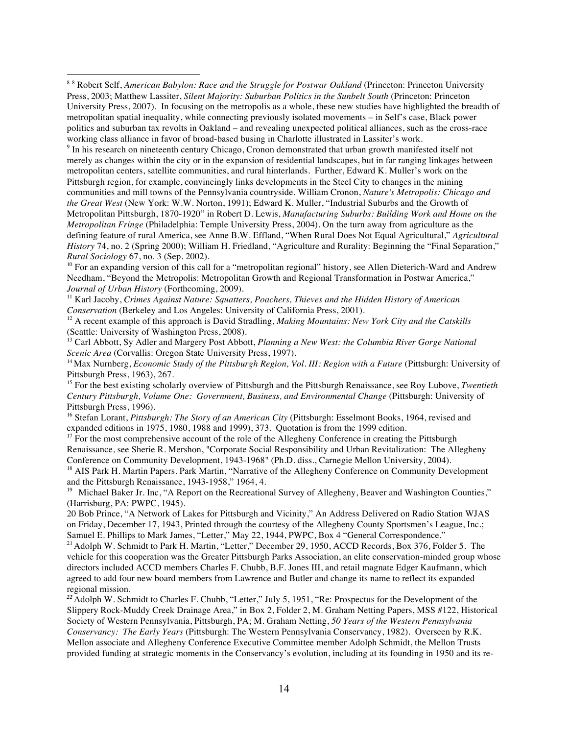[8] [8] Robert Self, *American Babylon: Race and the Struggle for Postwar Oakland* (Princeton: Princeton University Press, 2003; Matthew Lassiter, *Silent Majority: Suburban Politics in the Sunbelt South* (Princeton: Princeton University Press, 2007). In focusing on the metropolis as a whole, these new studies have highlighted the breadth of metropolitan spatial inequality, while connecting previously isolated movements – in Self's case, Black power politics and suburban tax revolts in Oakland – and revealing unexpected political alliances, such as the cross-race working class alliance in favor of broad-based busing in Charlotte illustrated in Lassiter's work.

[9] In his research on nineteenth century Chicago, Cronon demonstrated that urban growth manifested itself not merely as changes within the city or in the expansion of residential landscapes, but in far ranging linkages between metropolitan centers, satellite communities, and rural hinterlands. Further, Edward K. Muller's work on the Pittsburgh region, for example, convincingly links developments in the Steel City to changes in the mining communities and mill towns of the Pennsylvania countryside. William Cronon, *Nature's Metropolis: Chicago and the Great West* (New York: W.W. Norton, 1991); Edward K. Muller, "Industrial Suburbs and the Growth of Metropolitan Pittsburgh, 1870-1920" in Robert D. Lewis, *Manufacturing Suburbs: Building Work and Home on the Metropolitan Fringe* (Philadelphia: Temple University Press, 2004). On the turn away from agriculture as the defining feature of rural America, see Anne B.W. Effland, "When Rural Does Not Equal Agricultural," *Agricultural History* 74, no. 2 (Spring 2000); William H. Friedland, "Agriculture and Rurality: Beginning the "Final Separation," *Rural Sociology* 67, no. 3 (Sep. 2002).

[10] For an expanding version of this call for a "metropolitan regional" history, see Allen Dieterich-Ward and Andrew Needham, "Beyond the Metropolis: Metropolitan Growth and Regional Transformation in Postwar America," *Journal of Urban History* (Forthcoming, 2009).

[11] Karl Jacoby, *Crimes Against Nature: Squatters, Poachers, Thieves and the Hidden History of American Conservation* (Berkeley and Los Angeles: University of California Press, 2001).

[12] A recent example of this approach is David Stradling, *Making Mountains: New York City and the Catskills* (Seattle: University of Washington Press, 2008).

[13] Carl Abbott, Sy Adler and Margery Post Abbott, *Planning a New West: the Columbia River Gorge National Scenic Area* (Corvallis: Oregon State University Press, 1997).

[14] Max Nurnberg, *Economic Study of the Pittsburgh Region, Vol. III: Region with a Future* (Pittsburgh: University of Pittsburgh Press, 1963), 267.

[15] For the best existing scholarly overview of Pittsburgh and the Pittsburgh Renaissance, see Roy Lubove, *Twentieth Century Pittsburgh, Volume One: Government, Business, and Environmental Change* (Pittsburgh: University of Pittsburgh Press, 1996).

[16] Stefan Lorant, *Pittsburgh: The Story of an American City* (Pittsburgh: Esselmont Books, 1964, revised and expanded editions in 1975, 1980, 1988 and 1999), 373. Quotation is from the 1999 edition.

[17] For the most comprehensive account of the role of the Allegheny Conference in creating the Pittsburgh Renaissance, see Sherie R. Mershon, "Corporate Social Responsibility and Urban Revitalization: The Allegheny Conference on Community Development, 1943-1968" (Ph.D. diss., Carnegie Mellon University, 2004).

[18] AIS Park H. Martin Papers. Park Martin, "Narrative of the Allegheny Conference on Community Development and the Pittsburgh Renaissance, 1943-1958," 1964, 4.

[19] Michael Baker Jr. Inc, "A Report on the Recreational Survey of Allegheny, Beaver and Washington Counties," (Harrisburg, PA: PWPC, 1945).

20 Bob Prince, "A Network of Lakes for Pittsburgh and Vicinity," An Address Delivered on Radio Station WJAS on Friday, December 17, 1943, Printed through the courtesy of the Allegheny County Sportsmen's League, Inc.; Samuel E. Phillips to Mark James, "Letter," May 22, 1944, PWPC, Box 4 "General Correspondence."

[21] Adolph W. Schmidt to Park H. Martin, "Letter," December 29, 1950, ACCD Records, Box 376, Folder 5. The vehicle for this cooperation was the Greater Pittsburgh Parks Association, an elite conservation-minded group whose directors included ACCD members Charles F. Chubb, B.F. Jones III, and retail magnate Edger Kaufmann, which agreed to add four new board members from Lawrence and Butler and change its name to reflect its expanded regional mission.

[22] Adolph W. Schmidt to Charles F. Chubb, "Letter," July 5, 1951, "Re: Prospectus for the Development of the Slippery Rock-Muddy Creek Drainage Area," in Box 2, Folder 2, M. Graham Netting Papers, MSS #122, Historical Society of Western Pennsylvania, Pittsburgh, PA; M. Graham Netting, *50 Years of the Western Pennsylvania Conservancy: The Early Years* (Pittsburgh: The Western Pennsylvania Conservancy, 1982). Overseen by R.K. Mellon associate and Allegheny Conference Executive Committee member Adolph Schmidt, the Mellon Trusts provided funding at strategic moments in the Conservancy's evolution, including at its founding in 1950 and its re-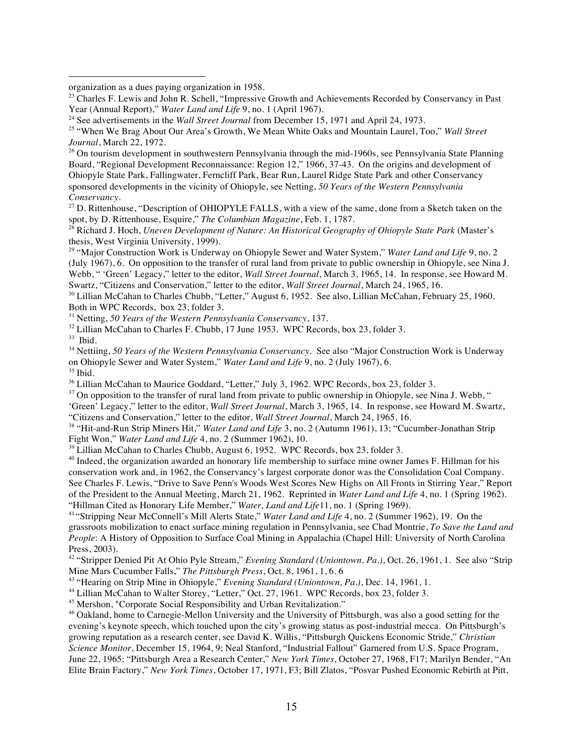organization as a dues paying organization in 1958.

[23] Charles F. Lewis and John R. Schell, "Impressive Growth and Achievements Recorded by Conservancy in Past Year (Annual Report)," *Water Land and Life* 9, no. 1 (April 1967).

[24] See advertisements in the *Wall Street Journal* from December 15, 1971 and April 24, 1973.

[25] "When We Brag About Our Area's Growth, We Mean White Oaks and Mountain Laurel, Too," *Wall Street Journal*, March 22, 1972.

[26] On tourism development in southwestern Pennsylvania through the mid-1960s, see Pennsylvania State Planning Board, "Regional Development Reconnaissance: Region 12," 1966, 37-43. On the origins and development of Ohiopyle State Park, Fallingwater, Ferncliff Park, Bear Run, Laurel Ridge State Park and other Conservancy sponsored developments in the vicinity of Ohiopyle, see Netting, *50 Years of the Western Pennsylvania Conservancy*.

[27] D. Rittenhouse, "Description of OHIOPYLE FALLS, with a view of the same, done from a Sketch taken on the spot, by D. Rittenhouse, Esquire," *The Columbian Magazine*, Feb. 1, 1787.

[28] Richard J. Hoch, *Uneven Development of Nature: An Historical Geography of Ohiopyle State Park* (Master's thesis, West Virginia University, 1999).

[29] "Major Construction Work is Underway on Ohiopyle Sewer and Water System," *Water Land and Life* 9, no. 2 (July 1967), 6. On opposition to the transfer of rural land from private to public ownership in Ohiopyle, see Nina J. Webb, " 'Green' Legacy," letter to the editor, *Wall Street Journal*, March 3, 1965, 14. In response, see Howard M. Swartz, "Citizens and Conservation," letter to the editor, *Wall Street Journal*, March 24, 1965, 16.

[30] Lillian McCahan to Charles Chubb, "Letter," August 6, 1952. See also, Lillian McCahan, February 25, 1960. Both in WPC Records, box 23, folder 3.

[31] Netting, *50 Years of the Western Pennsylvania Conservancy*, 137.

[32] Lillian McCahan to Charles F. Chubb, 17 June 1953. WPC Records, box 23, folder 3.

[33] Ibid.

[34] Nettiing, *50 Years of the Western Pennsylvania Conservancy*. See also "Major Construction Work is Underway on Ohiopyle Sewer and Water System," *Water Land and Life* 9, no. 2 (July 1967), 6.

[35] Ibid.

[36] Lillian McCahan to Maurice Goddard, "Letter," July 3, 1962. WPC Records, box 23, folder 3.

[37] On opposition to the transfer of rural land from private to public ownership in Ohiopyle, see Nina J. Webb, " 'Green' Legacy," letter to the editor, *Wall Street Journal*, March 3, 1965, 14. In response, see Howard M. Swartz, "Citizens and Conservation," letter to the editor, *Wall Street Journal*, March 24, 1965, 16.

[38] "Hit-and-Run Strip Miners Hit," *Water Land and Life* 3, no. 2 (Autumn 1961), 13; "Cucumber-Jonathan Strip Fight Won," *Water Land and Life* 4, no. 2 (Summer 1962), 10.

[39] Lillian McCahan to Charles Chubb, August 6, 1952. WPC Records, box 23, folder 3.

[40] Indeed, the organization awarded an honorary life membership to surface mine owner James F. Hillman for his conservation work and, in 1962, the Conservancy's largest corporate donor was the Consolidation Coal Company. See Charles F. Lewis, "Drive to Save Penn's Woods West Scores New Highs on All Fronts in Stirring Year," Report of the President to the Annual Meeting, March 21, 1962. Reprinted in *Water Land and Life* 4, no. 1 (Spring 1962). "Hillman Cited as Honorary Life Member," *Water, Land and Life*11, no. 1 (Spring 1969).

[41] "Stripping Near McConnell's Mill Alerts State," *Water Land and Life* 4, no. 2 (Summer 1962), 19. On the grassroots mobilization to enact surface mining regulation in Pennsylvania, see Chad Montrie, *To Save the Land and People*: A History of Opposition to Surface Coal Mining in Appalachia (Chapel Hill: University of North Carolina Press, 2003).

[42] "Stripper Denied Pit At Ohio Pyle Stream," *Evening Standard (Uniontown, Pa.)*, Oct. 26, 1961, 1. See also "Strip Mine Mars Cucumber Falls," *The Pittsburgh Press*, Oct. 8, 1961, 1, 6. 6

[43] "Hearing on Strip Mine in Ohiopyle," *Evening Standard (Uniontown, Pa.)*, Dec. 14, 1961, 1.

[44] Lillian McCahan to Walter Storey, "Letter," Oct. 27, 1961. WPC Records, box 23, folder 3.

[45] Mershon, "Corporate Social Responsibility and Urban Revitalization."

[46] Oakland, home to Carnegie-Mellon University and the University of Pittsburgh, was also a good setting for the evening's keynote speech, which touched upon the city's growing status as post-industrial mecca. On Pittsburgh's growing reputation as a research center, see David K. Willis, "Pittsburgh Quickens Economic Stride," *Christian Science Monitor*, December 15, 1964, 9; Neal Stanford, "Industrial Fallout" Garnered from U.S. Space Program, June 22, 1965; "Pittsburgh Area a Research Center," *New York Times*, October 27, 1968, F17; Marilyn Bender, "An Elite Brain Factory," *New York Times*, October 17, 1971, F3; Bill Zlatos, "Posvar Pushed Economic Rebirth at Pitt,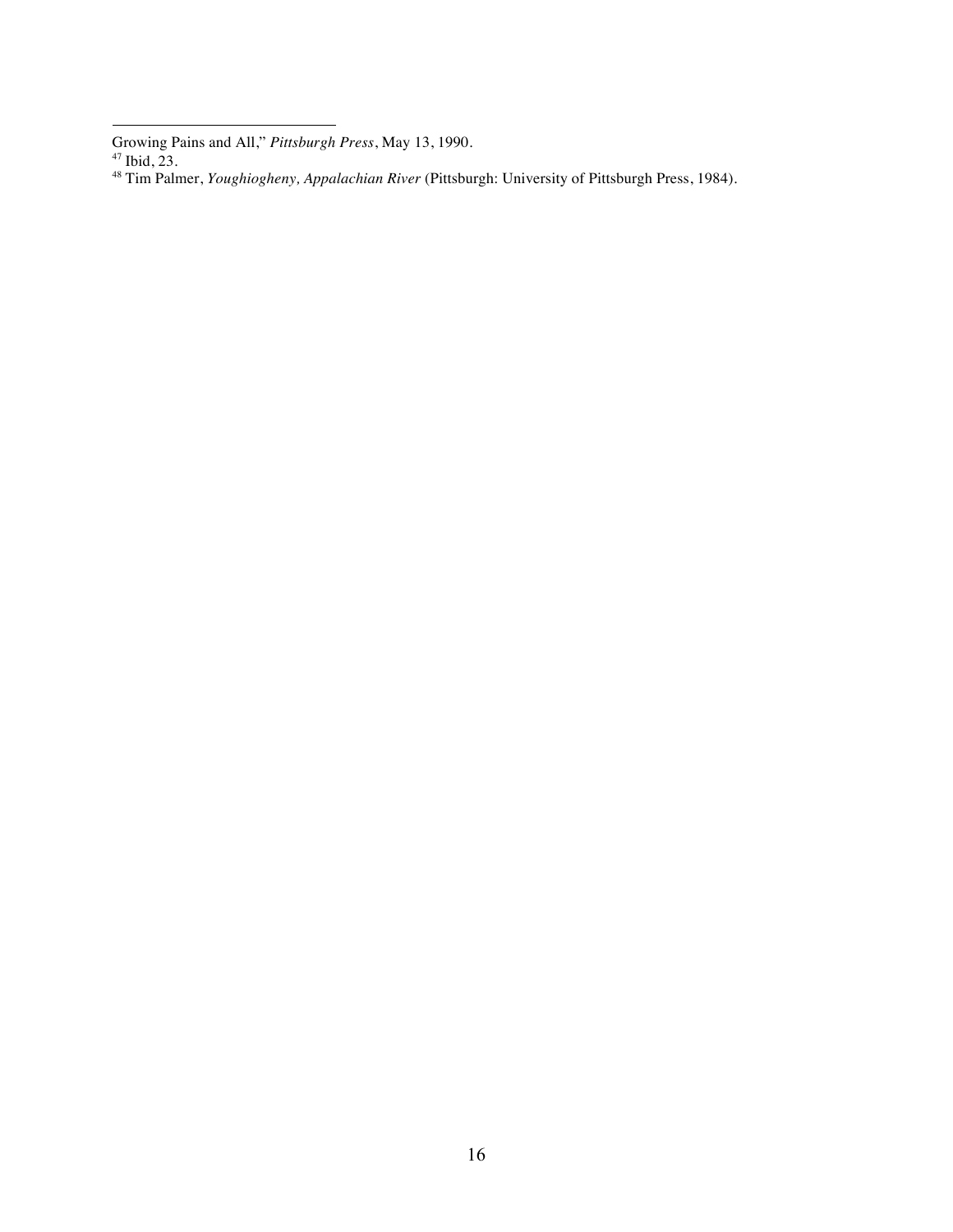Growing Pains and All," *Pittsburgh Press*, May 13, 1990.

[47] Ibid, 23.

[48] Tim Palmer, *Youghiogheny, Appalachian River* (Pittsburgh: University of Pittsburgh Press, 1984).